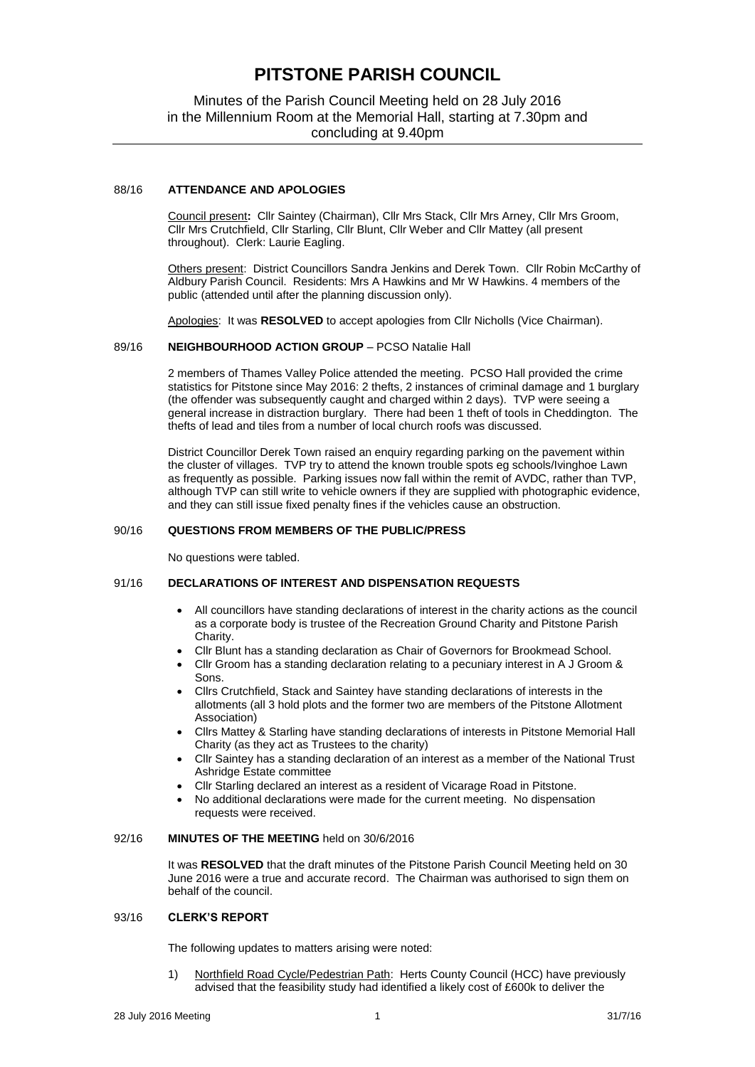# PITSTONE PARISH COUNCIL

Minutes of the Parish Council Meeting held on 28 July 2016 in the Millennium Room at the Memorial Hall, starting at 7.30pm and concluding at 9.40pm

---

88/16 **ATTENDANCE AND APOLOGIES**

Council present**:** Cllr Saintey (Chairman), Cllr Mrs Stack, Cllr Mrs Arney, Cllr Mrs Groom, Cllr Mrs Crutchfield, Cllr Starling, Cllr Blunt, Cllr Weber and Cllr Mattey (all present throughout). Clerk: Laurie Eagling.

Others present: District Councillors Sandra Jenkins and Derek Town. Cllr Robin McCarthy of Aldbury Parish Council. Residents: Mrs A Hawkins and Mr W Hawkins. 4 members of the public (attended until after the planning discussion only).

Apologies: It was **RESOLVED** to accept apologies from Cllr Nicholls (Vice Chairman).

89/16 **NEIGHBOURHOOD ACTION GROUP** – PCSO Natalie Hall

2 members of Thames Valley Police attended the meeting. PCSO Hall provided the crime statistics for Pitstone since May 2016: 2 thefts, 2 instances of criminal damage and 1 burglary (the offender was subsequently caught and charged within 2 days). TVP were seeing a general increase in distraction burglary. There had been 1 theft of tools in Cheddington. The thefts of lead and tiles from a number of local church roofs was discussed.

District Councillor Derek Town raised an enquiry regarding parking on the pavement within the cluster of villages. TVP try to attend the known trouble spots eg schools/Ivinghoe Lawn as frequently as possible. Parking issues now fall within the remit of AVDC, rather than TVP, although TVP can still write to vehicle owners if they are supplied with photographic evidence, and they can still issue fixed penalty fines if the vehicles cause an obstruction.

90/16 **QUESTIONS FROM MEMBERS OF THE PUBLIC/PRESS**

No questions were tabled.

91/16 **DECLARATIONS OF INTEREST AND DISPENSATION REQUESTS**

- All councillors have standing declarations of interest in the charity actions as the council as a corporate body is trustee of the Recreation Ground Charity and Pitstone Parish Charity.
- Cllr Blunt has a standing declaration as Chair of Governors for Brookmead School.
- Cllr Groom has a standing declaration relating to a pecuniary interest in A J Groom & Sons.
- Cllrs Crutchfield, Stack and Saintey have standing declarations of interests in the allotments (all 3 hold plots and the former two are members of the Pitstone Allotment Association)
- Cllrs Mattey & Starling have standing declarations of interests in Pitstone Memorial Hall Charity (as they act as Trustees to the charity)
- Cllr Saintey has a standing declaration of an interest as a member of the National Trust Ashridge Estate committee
- Cllr Starling declared an interest as a resident of Vicarage Road in Pitstone.
- No additional declarations were made for the current meeting. No dispensation requests were received.

92/16 **MINUTES OF THE MEETING** held on 30/6/2016

It was **RESOLVED** that the draft minutes of the Pitstone Parish Council Meeting held on 30 June 2016 were a true and accurate record. The Chairman was authorised to sign them on behalf of the council.

93/16 **CLERK'S REPORT**

The following updates to matters arising were noted:

1) Northfield Road Cycle/Pedestrian Path: Herts County Council (HCC) have previously advised that the feasibility study had identified a likely cost of £600k to deliver the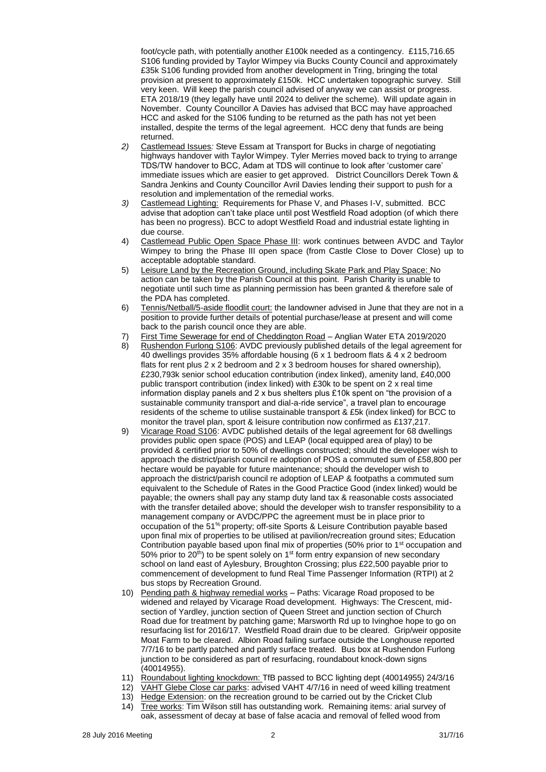foot/cycle path, with potentially another £100k needed as a contingency. £115,716.65 S106 funding provided by Taylor Wimpey via Bucks County Council and approximately £35k S106 funding provided from another development in Tring, bringing the total provision at present to approximately £150k. HCC undertaken topographic survey. Still very keen. Will keep the parish council advised of anyway we can assist or progress. ETA 2018/19 (they legally have until 2024 to deliver the scheme). Will update again in November. County Councillor A Davies has advised that BCC may have approached HCC and asked for the S106 funding to be returned as the path has not yet been installed, despite the terms of the legal agreement. HCC deny that funds are being returned.

2) Castlemead Issues: Steve Essam at Transport for Bucks in charge of negotiating highways handover with Taylor Wimpey. Tyler Merries moved back to trying to arrange TDS/TW handover to BCC, Adam at TDS will continue to look after 'customer care' immediate issues which are easier to get approved. District Councillors Derek Town & Sandra Jenkins and County Councillor Avril Davies lending their support to push for a resolution and implementation of the remedial works.
3) Castlemead Lighting: Requirements for Phase V, and Phases I-V, submitted. BCC advise that adoption can't take place until post Westfield Road adoption (of which there has been no progress). BCC to adopt Westfield Road and industrial estate lighting in due course.
4) Castlemead Public Open Space Phase III: work continues between AVDC and Taylor Wimpey to bring the Phase III open space (from Castle Close to Dover Close) up to acceptable adoptable standard.
5) Leisure Land by the Recreation Ground, including Skate Park and Play Space: No action can be taken by the Parish Council at this point. Parish Charity is unable to negotiate until such time as planning permission has been granted & therefore sale of the PDA has completed.
6) Tennis/Netball/5-aside floodlit court: the landowner advised in June that they are not in a position to provide further details of potential purchase/lease at present and will come back to the parish council once they are able.
7) First Time Sewerage for end of Cheddington Road – Anglian Water ETA 2019/2020
8) Rushendon Furlong S106: AVDC previously published details of the legal agreement for 40 dwellings provides 35% affordable housing (6 x 1 bedroom flats & 4 x 2 bedroom flats for rent plus 2 x 2 bedroom and 2 x 3 bedroom houses for shared ownership), £230,793k senior school education contribution (index linked), amenity land, £40,000 public transport contribution (index linked) with £30k to be spent on 2 x real time information display panels and 2 x bus shelters plus £10k spent on "the provision of a sustainable community transport and dial-a-ride service", a travel plan to encourage residents of the scheme to utilise sustainable transport & £5k (index linked) for BCC to monitor the travel plan, sport & leisure contribution now confirmed as £137,217.
9) Vicarage Road S106: AVDC published details of the legal agreement for 68 dwellings provides public open space (POS) and LEAP (local equipped area of play) to be provided & certified prior to 50% of dwellings constructed; should the developer wish to approach the district/parish council re adoption of POS a commuted sum of £58,800 per hectare would be payable for future maintenance; should the developer wish to approach the district/parish council re adoption of LEAP & footpaths a commuted sum equivalent to the Schedule of Rates in the Good Practice Good (index linked) would be payable; the owners shall pay any stamp duty land tax & reasonable costs associated with the transfer detailed above; should the developer wish to transfer responsibility to a management company or AVDC/PPC the agreement must be in place prior to occupation of the 51st property; off-site Sports & Leisure Contribution payable based upon final mix of properties to be utilised at pavilion/recreation ground sites; Education Contribution payable based upon final mix of properties (50% prior to 1st occupation and 50% prior to 20th) to be spent solely on 1st form entry expansion of new secondary school on land east of Aylesbury, Broughton Crossing; plus £22,500 payable prior to commencement of development to fund Real Time Passenger Information (RTPI) at 2 bus stops by Recreation Ground.
10) Pending path & highway remedial works – Paths: Vicarage Road proposed to be widened and relayed by Vicarage Road development. Highways: The Crescent, mid-section of Yardley, junction section of Queen Street and junction section of Church Road due for treatment by patching game; Marsworth Rd up to Ivinghoe hope to go on resurfacing list for 2016/17. Westfield Road drain due to be cleared. Grip/weir opposite Moat Farm to be cleared. Albion Road failing surface outside the Longhouse reported 7/7/16 to be partly patched and partly surface treated. Bus box at Rushendon Furlong junction to be considered as part of resurfacing, roundabout knock-down signs (40014955).
11) Roundabout lighting knockdown: TfB passed to BCC lighting dept (40014955) 24/3/16
12) VAHT Glebe Close car parks: advised VAHT 4/7/16 in need of weed killing treatment
13) Hedge Extension: on the recreation ground to be carried out by the Cricket Club
14) Tree works: Tim Wilson still has outstanding work. Remaining items: arial survey of oak, assessment of decay at base of false acacia and removal of felled wood from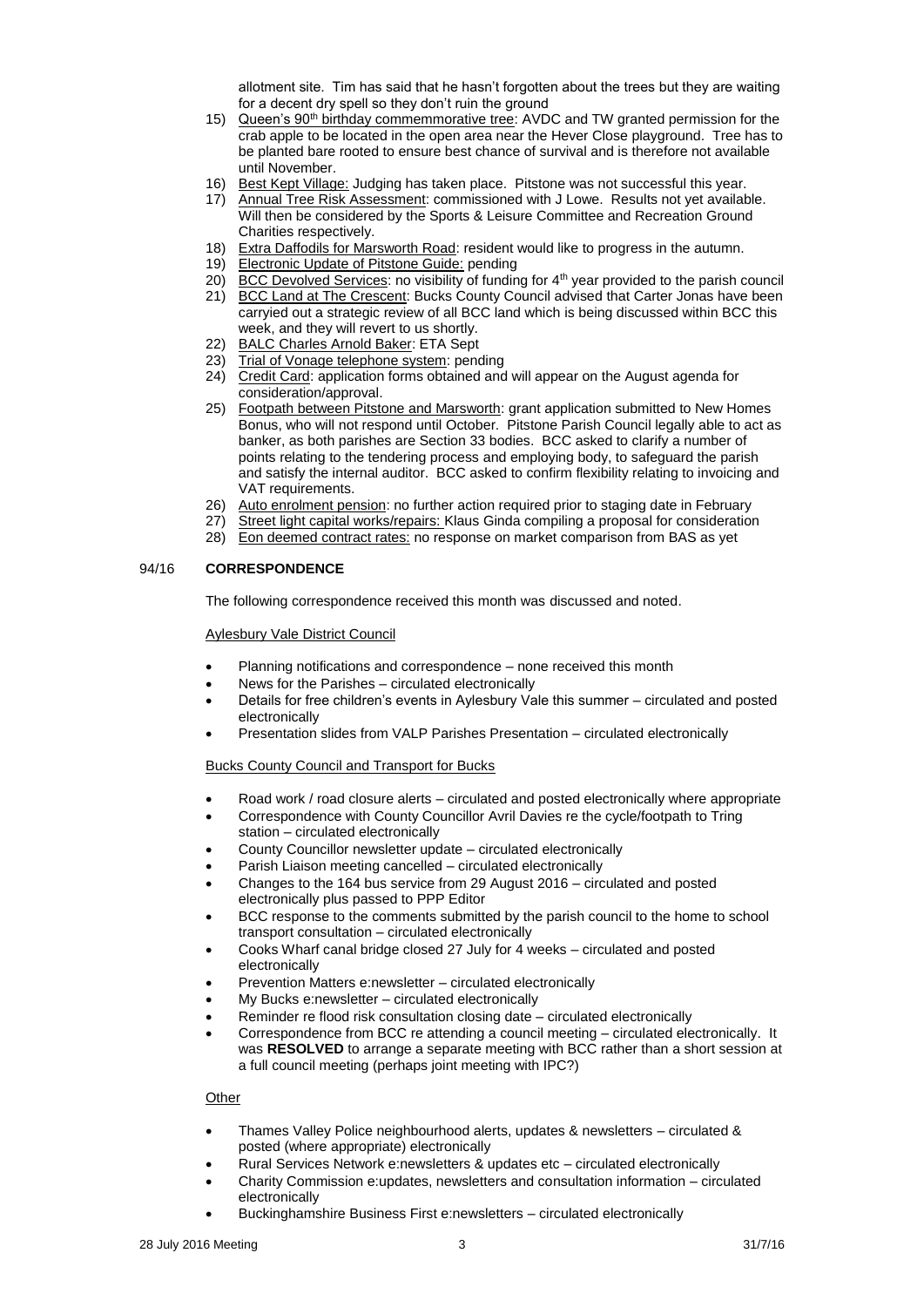allotment site. Tim has said that he hasn't forgotten about the trees but they are waiting for a decent dry spell so they don't ruin the ground

15) Queen's 90th birthday commemmorative tree: AVDC and TW granted permission for the crab apple to be located in the open area near the Hever Close playground. Tree has to be planted bare rooted to ensure best chance of survival and is therefore not available until November.
16) Best Kept Village: Judging has taken place. Pitstone was not successful this year.
17) Annual Tree Risk Assessment: commissioned with J Lowe. Results not yet available. Will then be considered by the Sports & Leisure Committee and Recreation Ground Charities respectively.
18) Extra Daffodils for Marsworth Road: resident would like to progress in the autumn.
19) Electronic Update of Pitstone Guide: pending
20) BCC Devolved Services: no visibility of funding for 4th year provided to the parish council
21) BCC Land at The Crescent: Bucks County Council advised that Carter Jonas have been carryied out a strategic review of all BCC land which is being discussed within BCC this week, and they will revert to us shortly.
22) BALC Charles Arnold Baker: ETA Sept
23) Trial of Vonage telephone system: pending
24) Credit Card: application forms obtained and will appear on the August agenda for consideration/approval.
25) Footpath between Pitstone and Marsworth: grant application submitted to New Homes Bonus, who will not respond until October. Pitstone Parish Council legally able to act as banker, as both parishes are Section 33 bodies. BCC asked to clarify a number of points relating to the tendering process and employing body, to safeguard the parish and satisfy the internal auditor. BCC asked to confirm flexibility relating to invoicing and VAT requirements.
26) Auto enrolment pension: no further action required prior to staging date in February
27) Street light capital works/repairs: Klaus Ginda compiling a proposal for consideration
28) Eon deemed contract rates: no response on market comparison from BAS as yet

## 94/16 CORRESPONDENCE

The following correspondence received this month was discussed and noted.

Aylesbury Vale District Council

- Planning notifications and correspondence – none received this month
- News for the Parishes – circulated electronically
- Details for free children's events in Aylesbury Vale this summer – circulated and posted electronically
- Presentation slides from VALP Parishes Presentation – circulated electronically

Bucks County Council and Transport for Bucks

- Road work / road closure alerts – circulated and posted electronically where appropriate
- Correspondence with County Councillor Avril Davies re the cycle/footpath to Tring station – circulated electronically
- County Councillor newsletter update – circulated electronically
- Parish Liaison meeting cancelled – circulated electronically
- Changes to the 164 bus service from 29 August 2016 – circulated and posted electronically plus passed to PPP Editor
- BCC response to the comments submitted by the parish council to the home to school transport consultation – circulated electronically
- Cooks Wharf canal bridge closed 27 July for 4 weeks – circulated and posted electronically
- Prevention Matters e:newsletter – circulated electronically
- My Bucks e:newsletter – circulated electronically
- Reminder re flood risk consultation closing date – circulated electronically
- Correspondence from BCC re attending a council meeting – circulated electronically. It was **RESOLVED** to arrange a separate meeting with BCC rather than a short session at a full council meeting (perhaps joint meeting with IPC?)

Other

- Thames Valley Police neighbourhood alerts, updates & newsletters – circulated & posted (where appropriate) electronically
- Rural Services Network e:newsletters & updates etc – circulated electronically
- Charity Commission e:updates, newsletters and consultation information – circulated electronically
- Buckinghamshire Business First e:newsletters – circulated electronically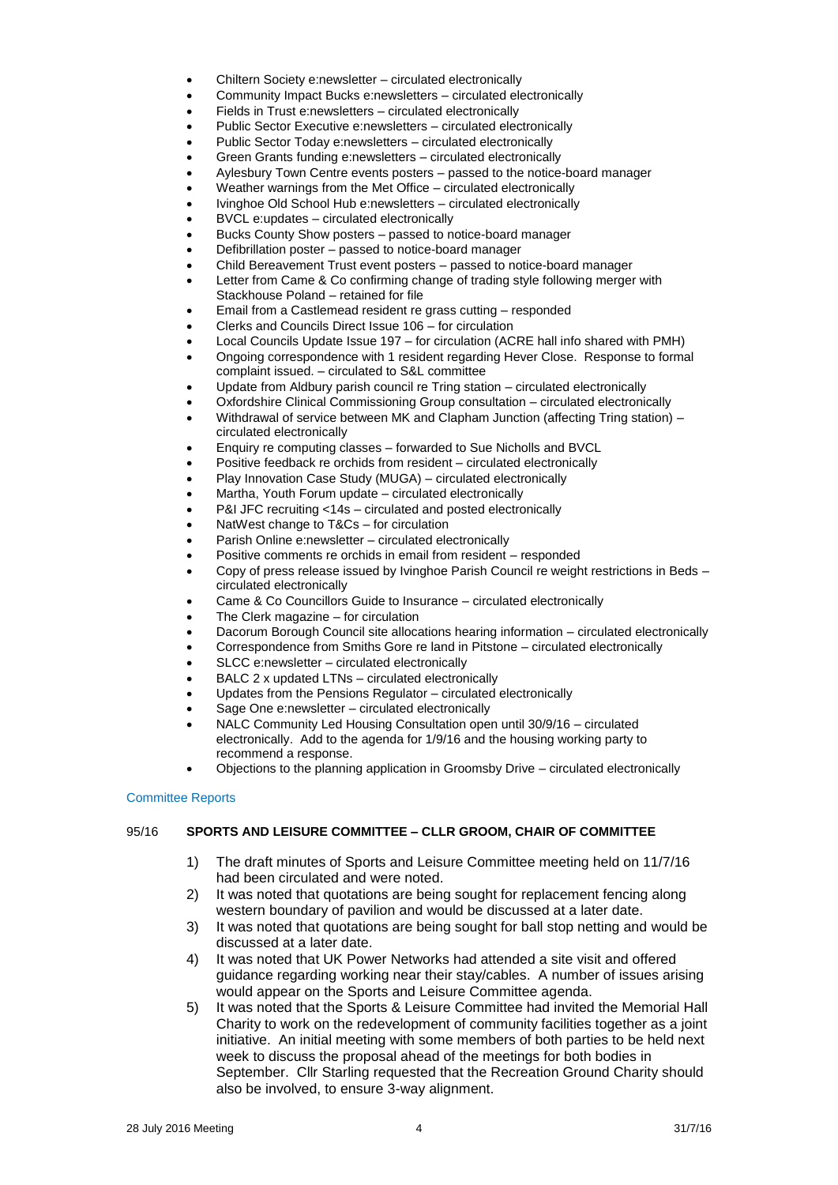- Chiltern Society e:newsletter – circulated electronically
- Community Impact Bucks e:newsletters – circulated electronically
- Fields in Trust e:newsletters – circulated electronically
- Public Sector Executive e:newsletters – circulated electronically
- Public Sector Today e:newsletters – circulated electronically
- Green Grants funding e:newsletters – circulated electronically
- Aylesbury Town Centre events posters – passed to the notice-board manager
- Weather warnings from the Met Office – circulated electronically
- Ivinghoe Old School Hub e:newsletters – circulated electronically
- BVCL e:updates – circulated electronically
- Bucks County Show posters – passed to notice-board manager
- Defibrillation poster – passed to notice-board manager
- Child Bereavement Trust event posters – passed to notice-board manager
- Letter from Came & Co confirming change of trading style following merger with Stackhouse Poland – retained for file
- Email from a Castlemead resident re grass cutting – responded
- Clerks and Councils Direct Issue 106 – for circulation
- Local Councils Update Issue 197 – for circulation (ACRE hall info shared with PMH)
- Ongoing correspondence with 1 resident regarding Hever Close. Response to formal complaint issued. – circulated to S&L committee
- Update from Aldbury parish council re Tring station – circulated electronically
- Oxfordshire Clinical Commissioning Group consultation – circulated electronically
- Withdrawal of service between MK and Clapham Junction (affecting Tring station) – circulated electronically
- Enquiry re computing classes – forwarded to Sue Nicholls and BVCL
- Positive feedback re orchids from resident – circulated electronically
- Play Innovation Case Study (MUGA) – circulated electronically
- Martha, Youth Forum update – circulated electronically
- P&I JFC recruiting <14s – circulated and posted electronically
- NatWest change to T&Cs – for circulation
- Parish Online e:newsletter – circulated electronically
- Positive comments re orchids in email from resident – responded
- Copy of press release issued by Ivinghoe Parish Council re weight restrictions in Beds – circulated electronically
- Came & Co Councillors Guide to Insurance – circulated electronically
- The Clerk magazine – for circulation
- Dacorum Borough Council site allocations hearing information – circulated electronically
- Correspondence from Smiths Gore re land in Pitstone – circulated electronically
- SLCC e:newsletter – circulated electronically
- BALC 2 x updated LTNs – circulated electronically
- Updates from the Pensions Regulator – circulated electronically
- Sage One e:newsletter – circulated electronically
- NALC Community Led Housing Consultation open until 30/9/16 – circulated electronically. Add to the agenda for 1/9/16 and the housing working party to recommend a response.
- Objections to the planning application in Groomsby Drive – circulated electronically

## Committee Reports

### 95/16 SPORTS AND LEISURE COMMITTEE – CLLR GROOM, CHAIR OF COMMITTEE

1) The draft minutes of Sports and Leisure Committee meeting held on 11/7/16 had been circulated and were noted.
2) It was noted that quotations are being sought for replacement fencing along western boundary of pavilion and would be discussed at a later date.
3) It was noted that quotations are being sought for ball stop netting and would be discussed at a later date.
4) It was noted that UK Power Networks had attended a site visit and offered guidance regarding working near their stay/cables. A number of issues arising would appear on the Sports and Leisure Committee agenda.
5) It was noted that the Sports & Leisure Committee had invited the Memorial Hall Charity to work on the redevelopment of community facilities together as a joint initiative. An initial meeting with some members of both parties to be held next week to discuss the proposal ahead of the meetings for both bodies in September. Cllr Starling requested that the Recreation Ground Charity should also be involved, to ensure 3-way alignment.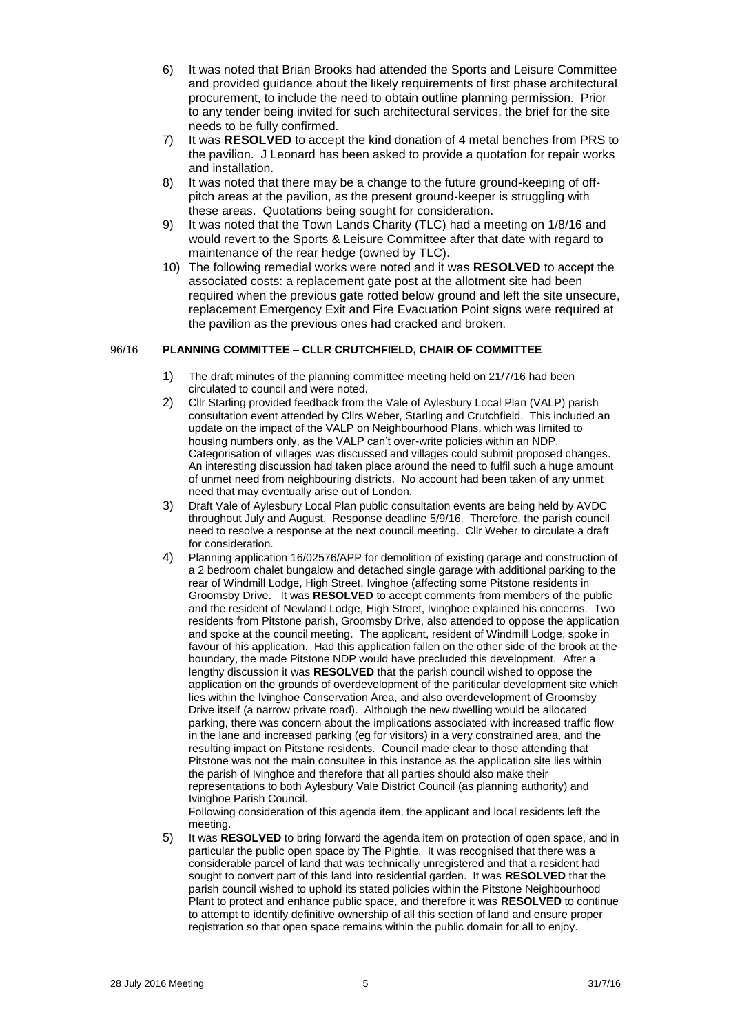6) It was noted that Brian Brooks had attended the Sports and Leisure Committee and provided guidance about the likely requirements of first phase architectural procurement, to include the need to obtain outline planning permission. Prior to any tender being invited for such architectural services, the brief for the site needs to be fully confirmed.
7) It was **RESOLVED** to accept the kind donation of 4 metal benches from PRS to the pavilion. J Leonard has been asked to provide a quotation for repair works and installation.
8) It was noted that there may be a change to the future ground-keeping of off-pitch areas at the pavilion, as the present ground-keeper is struggling with these areas. Quotations being sought for consideration.
9) It was noted that the Town Lands Charity (TLC) had a meeting on 1/8/16 and would revert to the Sports & Leisure Committee after that date with regard to maintenance of the rear hedge (owned by TLC).
10) The following remedial works were noted and it was **RESOLVED** to accept the associated costs: a replacement gate post at the allotment site had been required when the previous gate rotted below ground and left the site unsecure, replacement Emergency Exit and Fire Evacuation Point signs were required at the pavilion as the previous ones had cracked and broken.

## 96/16 PLANNING COMMITTEE – CLLR CRUTCHFIELD, CHAIR OF COMMITTEE

1) The draft minutes of the planning committee meeting held on 21/7/16 had been circulated to council and were noted.
2) Cllr Starling provided feedback from the Vale of Aylesbury Local Plan (VALP) parish consultation event attended by Cllrs Weber, Starling and Crutchfield. This included an update on the impact of the VALP on Neighbourhood Plans, which was limited to housing numbers only, as the VALP can't over-write policies within an NDP. Categorisation of villages was discussed and villages could submit proposed changes. An interesting discussion had taken place around the need to fulfil such a huge amount of unmet need from neighbouring districts. No account had been taken of any unmet need that may eventually arise out of London.
3) Draft Vale of Aylesbury Local Plan public consultation events are being held by AVDC throughout July and August. Response deadline 5/9/16. Therefore, the parish council need to resolve a response at the next council meeting. Cllr Weber to circulate a draft for consideration.
4) Planning application 16/02576/APP for demolition of existing garage and construction of a 2 bedroom chalet bungalow and detached single garage with additional parking to the rear of Windmill Lodge, High Street, Ivinghoe (affecting some Pitstone residents in Groomsby Drive. It was **RESOLVED** to accept comments from members of the public and the resident of Newland Lodge, High Street, Ivinghoe explained his concerns. Two residents from Pitstone parish, Groomsby Drive, also attended to oppose the application and spoke at the council meeting. The applicant, resident of Windmill Lodge, spoke in favour of his application. Had this application fallen on the other side of the brook at the boundary, the made Pitstone NDP would have precluded this development. After a lengthy discussion it was **RESOLVED** that the parish council wished to oppose the application on the grounds of overdevelopment of the pariticular development site which lies within the Ivinghoe Conservation Area, and also overdevelopment of Groomsby Drive itself (a narrow private road). Although the new dwelling would be allocated parking, there was concern about the implications associated with increased traffic flow in the lane and increased parking (eg for visitors) in a very constrained area, and the resulting impact on Pitstone residents. Council made clear to those attending that Pitstone was not the main consultee in this instance as the application site lies within the parish of Ivinghoe and therefore that all parties should also make their representations to both Aylesbury Vale District Council (as planning authority) and Ivinghoe Parish Council.
   Following consideration of this agenda item, the applicant and local residents left the meeting.
5) It was **RESOLVED** to bring forward the agenda item on protection of open space, and in particular the public open space by The Pightle. It was recognised that there was a considerable parcel of land that was technically unregistered and that a resident had sought to convert part of this land into residential garden. It was **RESOLVED** that the parish council wished to uphold its stated policies within the Pitstone Neighbourhood Plant to protect and enhance public space, and therefore it was **RESOLVED** to continue to attempt to identify definitive ownership of all this section of land and ensure proper registration so that open space remains within the public domain for all to enjoy.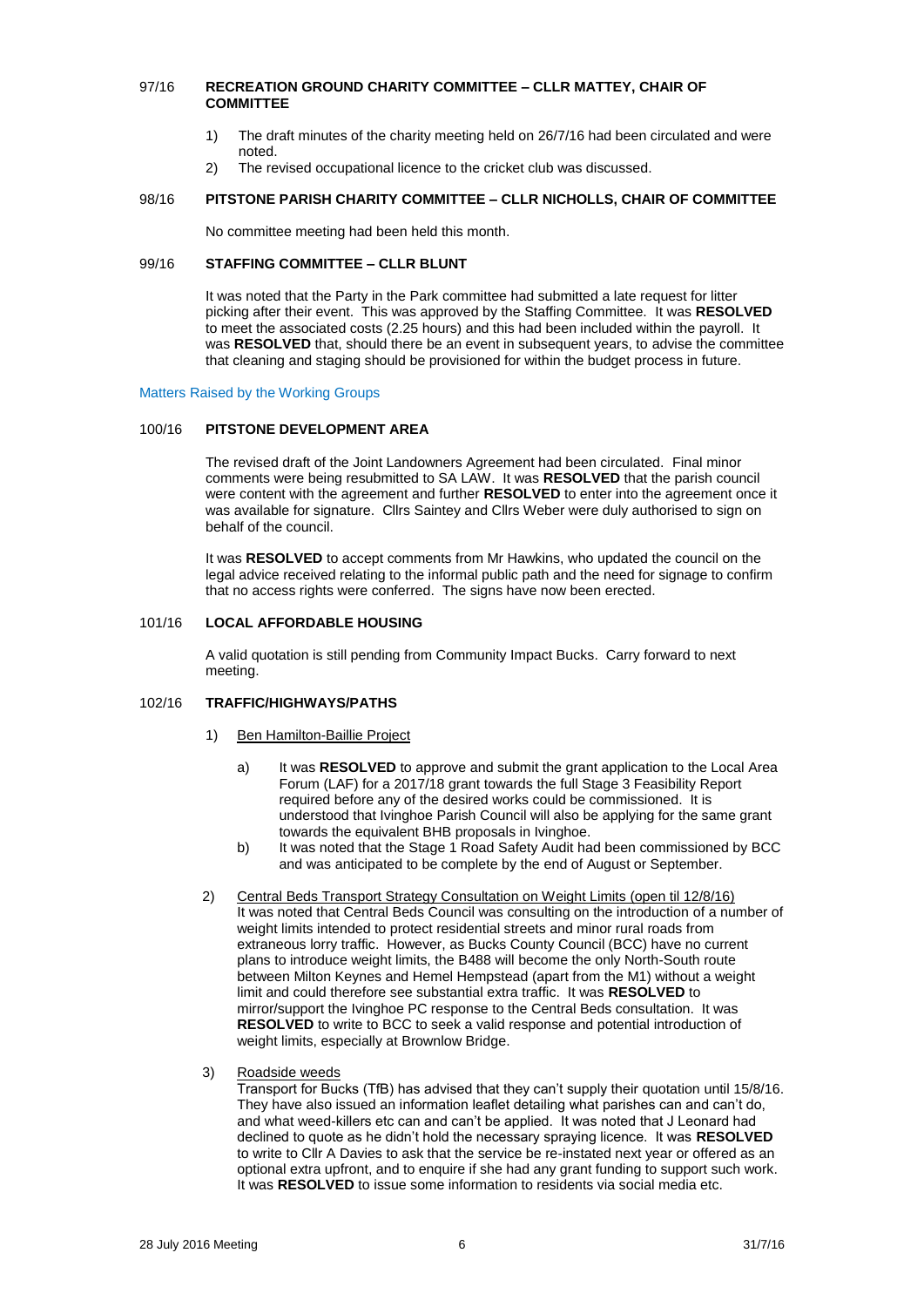## 97/16 RECREATION GROUND CHARITY COMMITTEE – CLLR MATTEY, CHAIR OF COMMITTEE

1) The draft minutes of the charity meeting held on 26/7/16 had been circulated and were noted.
2) The revised occupational licence to the cricket club was discussed.

## 98/16 PITSTONE PARISH CHARITY COMMITTEE – CLLR NICHOLLS, CHAIR OF COMMITTEE

No committee meeting had been held this month.

## 99/16 STAFFING COMMITTEE – CLLR BLUNT

It was noted that the Party in the Park committee had submitted a late request for litter picking after their event. This was approved by the Staffing Committee. It was **RESOLVED** to meet the associated costs (2.25 hours) and this had been included within the payroll. It was **RESOLVED** that, should there be an event in subsequent years, to advise the committee that cleaning and staging should be provisioned for within the budget process in future.

### Matters Raised by the Working Groups

## 100/16 PITSTONE DEVELOPMENT AREA

The revised draft of the Joint Landowners Agreement had been circulated. Final minor comments were being resubmitted to SA LAW. It was **RESOLVED** that the parish council were content with the agreement and further **RESOLVED** to enter into the agreement once it was available for signature. Cllrs Saintey and Cllrs Weber were duly authorised to sign on behalf of the council.

It was **RESOLVED** to accept comments from Mr Hawkins, who updated the council on the legal advice received relating to the informal public path and the need for signage to confirm that no access rights were conferred. The signs have now been erected.

## 101/16 LOCAL AFFORDABLE HOUSING

A valid quotation is still pending from Community Impact Bucks. Carry forward to next meeting.

## 102/16 TRAFFIC/HIGHWAYS/PATHS

1) Ben Hamilton-Baillie Project

   a) It was **RESOLVED** to approve and submit the grant application to the Local Area Forum (LAF) for a 2017/18 grant towards the full Stage 3 Feasibility Report required before any of the desired works could be commissioned. It is understood that Ivinghoe Parish Council will also be applying for the same grant towards the equivalent BHB proposals in Ivinghoe.

   b) It was noted that the Stage 1 Road Safety Audit had been commissioned by BCC and was anticipated to be complete by the end of August or September.

2) Central Beds Transport Strategy Consultation on Weight Limits (open til 12/8/16)
   It was noted that Central Beds Council was consulting on the introduction of a number of weight limits intended to protect residential streets and minor rural roads from extraneous lorry traffic. However, as Bucks County Council (BCC) have no current plans to introduce weight limits, the B488 will become the only North-South route between Milton Keynes and Hemel Hempstead (apart from the M1) without a weight limit and could therefore see substantial extra traffic. It was **RESOLVED** to mirror/support the Ivinghoe PC response to the Central Beds consultation. It was **RESOLVED** to write to BCC to seek a valid response and potential introduction of weight limits, especially at Brownlow Bridge.

3) Roadside weeds
   Transport for Bucks (TfB) has advised that they can't supply their quotation until 15/8/16. They have also issued an information leaflet detailing what parishes can and can't do, and what weed-killers etc can and can't be applied. It was noted that J Leonard had declined to quote as he didn't hold the necessary spraying licence. It was **RESOLVED** to write to Cllr A Davies to ask that the service be re-instated next year or offered as an optional extra upfront, and to enquire if she had any grant funding to support such work. It was **RESOLVED** to issue some information to residents via social media etc.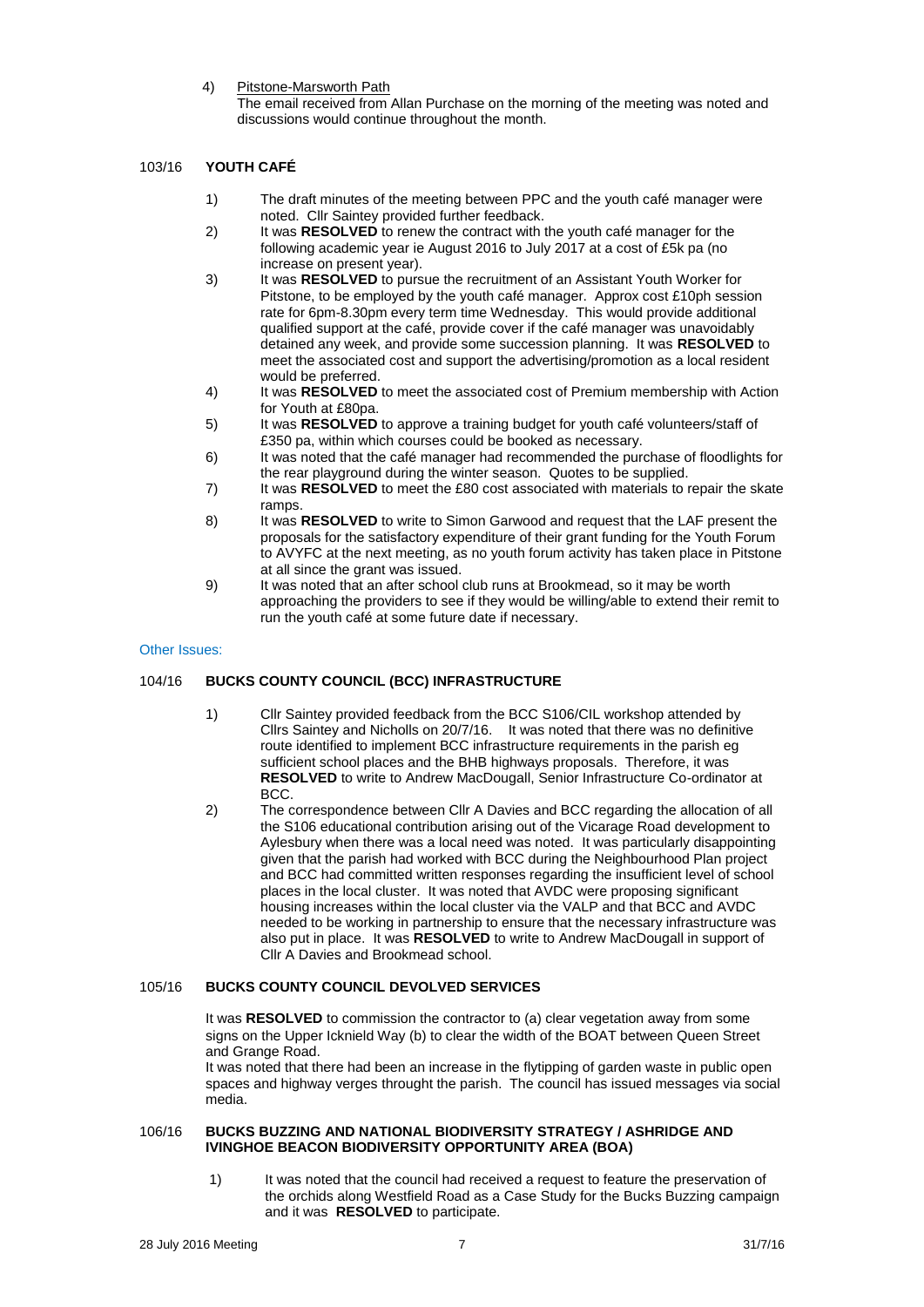4) Pitstone-Marsworth Path

The email received from Allan Purchase on the morning of the meeting was noted and discussions would continue throughout the month.

## 103/16 YOUTH CAFÉ

1) The draft minutes of the meeting between PPC and the youth café manager were noted. Cllr Saintey provided further feedback.
2) It was **RESOLVED** to renew the contract with the youth café manager for the following academic year ie August 2016 to July 2017 at a cost of £5k pa (no increase on present year).
3) It was **RESOLVED** to pursue the recruitment of an Assistant Youth Worker for Pitstone, to be employed by the youth café manager. Approx cost £10ph session rate for 6pm-8.30pm every term time Wednesday. This would provide additional qualified support at the café, provide cover if the café manager was unavoidably detained any week, and provide some succession planning. It was **RESOLVED** to meet the associated cost and support the advertising/promotion as a local resident would be preferred.
4) It was **RESOLVED** to meet the associated cost of Premium membership with Action for Youth at £80pa.
5) It was **RESOLVED** to approve a training budget for youth café volunteers/staff of £350 pa, within which courses could be booked as necessary.
6) It was noted that the café manager had recommended the purchase of floodlights for the rear playground during the winter season. Quotes to be supplied.
7) It was **RESOLVED** to meet the £80 cost associated with materials to repair the skate ramps.
8) It was **RESOLVED** to write to Simon Garwood and request that the LAF present the proposals for the satisfactory expenditure of their grant funding for the Youth Forum to AVYFC at the next meeting, as no youth forum activity has taken place in Pitstone at all since the grant was issued.
9) It was noted that an after school club runs at Brookmead, so it may be worth approaching the providers to see if they would be willing/able to extend their remit to run the youth café at some future date if necessary.

Other Issues:

## 104/16 BUCKS COUNTY COUNCIL (BCC) INFRASTRUCTURE

1) Cllr Saintey provided feedback from the BCC S106/CIL workshop attended by Cllrs Saintey and Nicholls on 20/7/16. It was noted that there was no definitive route identified to implement BCC infrastructure requirements in the parish eg sufficient school places and the BHB highways proposals. Therefore, it was **RESOLVED** to write to Andrew MacDougall, Senior Infrastructure Co-ordinator at BCC.
2) The correspondence between Cllr A Davies and BCC regarding the allocation of all the S106 educational contribution arising out of the Vicarage Road development to Aylesbury when there was a local need was noted. It was particularly disappointing given that the parish had worked with BCC during the Neighbourhood Plan project and BCC had committed written responses regarding the insufficient level of school places in the local cluster. It was noted that AVDC were proposing significant housing increases within the local cluster via the VALP and that BCC and AVDC needed to be working in partnership to ensure that the necessary infrastructure was also put in place. It was **RESOLVED** to write to Andrew MacDougall in support of Cllr A Davies and Brookmead school.

## 105/16 BUCKS COUNTY COUNCIL DEVOLVED SERVICES

It was **RESOLVED** to commission the contractor to (a) clear vegetation away from some signs on the Upper Icknield Way (b) to clear the width of the BOAT between Queen Street and Grange Road.

It was noted that there had been an increase in the flytipping of garden waste in public open spaces and highway verges throught the parish. The council has issued messages via social media.

## 106/16 BUCKS BUZZING AND NATIONAL BIODIVERSITY STRATEGY / ASHRIDGE AND IVINGHOE BEACON BIODIVERSITY OPPORTUNITY AREA (BOA)

1) It was noted that the council had received a request to feature the preservation of the orchids along Westfield Road as a Case Study for the Bucks Buzzing campaign and it was **RESOLVED** to participate.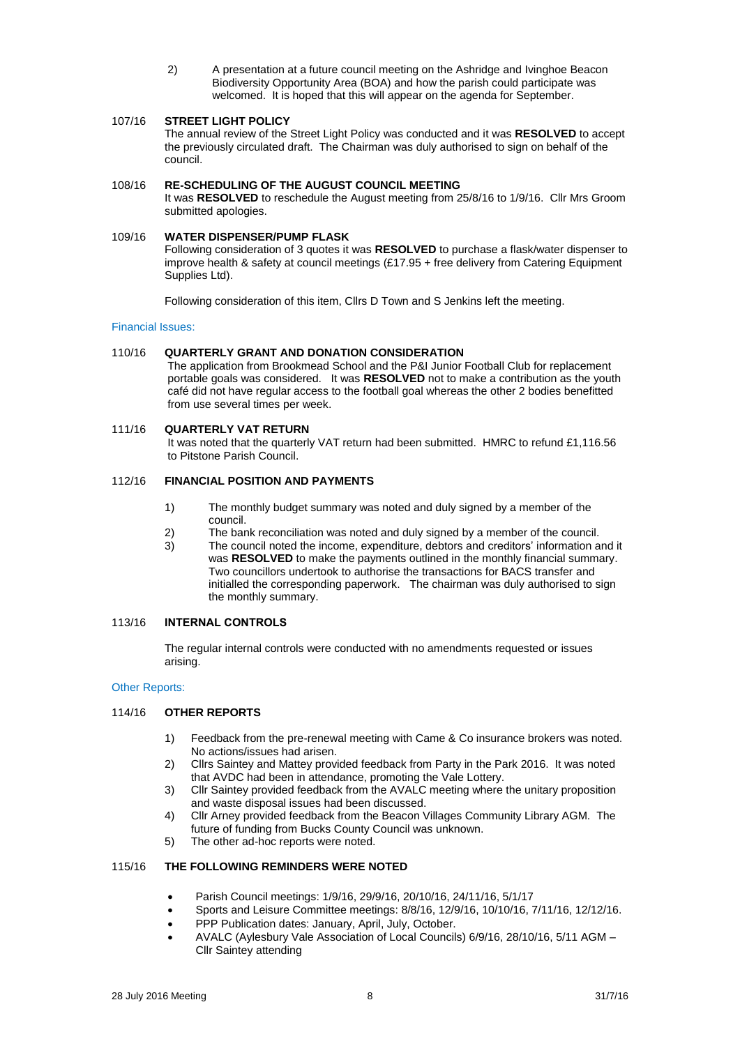2) A presentation at a future council meeting on the Ashridge and Ivinghoe Beacon Biodiversity Opportunity Area (BOA) and how the parish could participate was welcomed. It is hoped that this will appear on the agenda for September.

107/16 **STREET LIGHT POLICY**
The annual review of the Street Light Policy was conducted and it was **RESOLVED** to accept the previously circulated draft. The Chairman was duly authorised to sign on behalf of the council.

108/16 **RE-SCHEDULING OF THE AUGUST COUNCIL MEETING**
It was **RESOLVED** to reschedule the August meeting from 25/8/16 to 1/9/16. Cllr Mrs Groom submitted apologies.

109/16 **WATER DISPENSER/PUMP FLASK**
Following consideration of 3 quotes it was **RESOLVED** to purchase a flask/water dispenser to improve health & safety at council meetings (£17.95 + free delivery from Catering Equipment Supplies Ltd).

Following consideration of this item, Cllrs D Town and S Jenkins left the meeting.

Financial Issues:

110/16 **QUARTERLY GRANT AND DONATION CONSIDERATION**
The application from Brookmead School and the P&I Junior Football Club for replacement portable goals was considered. It was **RESOLVED** not to make a contribution as the youth café did not have regular access to the football goal whereas the other 2 bodies benefitted from use several times per week.

111/16 **QUARTERLY VAT RETURN**
It was noted that the quarterly VAT return had been submitted. HMRC to refund £1,116.56 to Pitstone Parish Council.

112/16 **FINANCIAL POSITION AND PAYMENTS**

1) The monthly budget summary was noted and duly signed by a member of the council.
2) The bank reconciliation was noted and duly signed by a member of the council.
3) The council noted the income, expenditure, debtors and creditors' information and it was **RESOLVED** to make the payments outlined in the monthly financial summary. Two councillors undertook to authorise the transactions for BACS transfer and initialled the corresponding paperwork. The chairman was duly authorised to sign the monthly summary.

113/16 **INTERNAL CONTROLS**

The regular internal controls were conducted with no amendments requested or issues arising.

Other Reports:

114/16 **OTHER REPORTS**

1) Feedback from the pre-renewal meeting with Came & Co insurance brokers was noted. No actions/issues had arisen.
2) Cllrs Saintey and Mattey provided feedback from Party in the Park 2016. It was noted that AVDC had been in attendance, promoting the Vale Lottery.
3) Cllr Saintey provided feedback from the AVALC meeting where the unitary proposition and waste disposal issues had been discussed.
4) Cllr Arney provided feedback from the Beacon Villages Community Library AGM. The future of funding from Bucks County Council was unknown.
5) The other ad-hoc reports were noted.

115/16 **THE FOLLOWING REMINDERS WERE NOTED**

- Parish Council meetings: 1/9/16, 29/9/16, 20/10/16, 24/11/16, 5/1/17
- Sports and Leisure Committee meetings: 8/8/16, 12/9/16, 10/10/16, 7/11/16, 12/12/16.
- PPP Publication dates: January, April, July, October.
- AVALC (Aylesbury Vale Association of Local Councils) 6/9/16, 28/10/16, 5/11 AGM – Cllr Saintey attending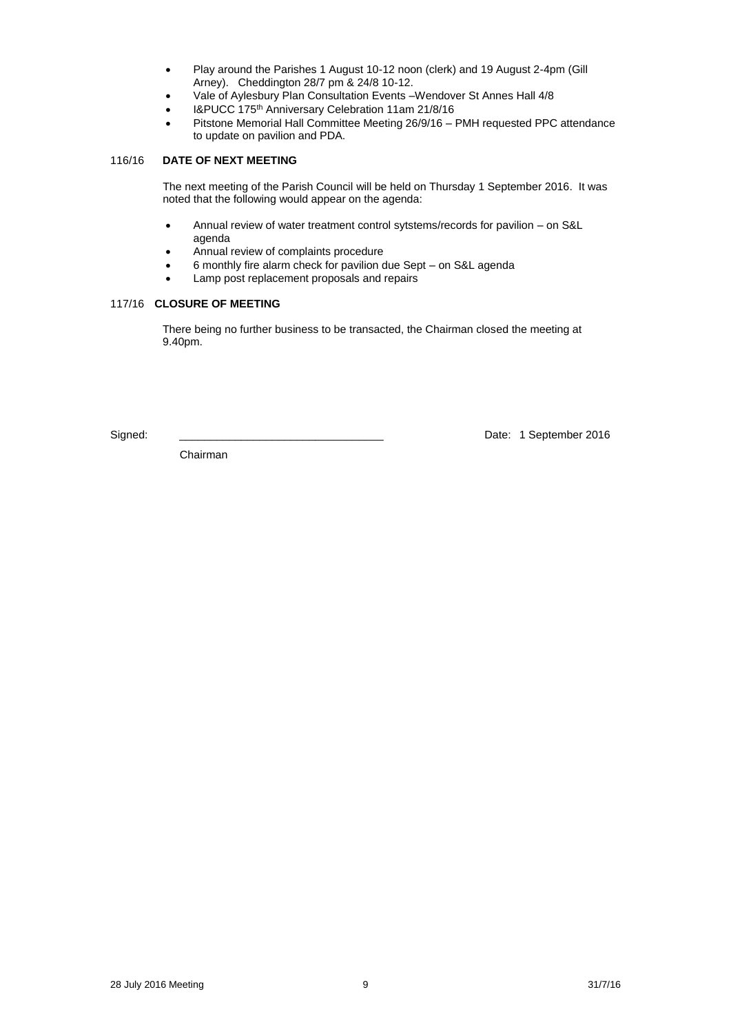- Play around the Parishes 1 August 10-12 noon (clerk) and 19 August 2-4pm (Gill Arney). Cheddington 28/7 pm & 24/8 10-12.
- Vale of Aylesbury Plan Consultation Events –Wendover St Annes Hall 4/8
- I&PUCC 175th Anniversary Celebration 11am 21/8/16
- Pitstone Memorial Hall Committee Meeting 26/9/16 – PMH requested PPC attendance to update on pavilion and PDA.

116/16 **DATE OF NEXT MEETING**

The next meeting of the Parish Council will be held on Thursday 1 September 2016. It was noted that the following would appear on the agenda:

- Annual review of water treatment control sytstems/records for pavilion – on S&L agenda
- Annual review of complaints procedure
- 6 monthly fire alarm check for pavilion due Sept – on S&L agenda
- Lamp post replacement proposals and repairs

117/16 **CLOSURE OF MEETING**

There being no further business to be transacted, the Chairman closed the meeting at 9.40pm.

Signed: ________________________________ Date: 1 September 2016

Chairman